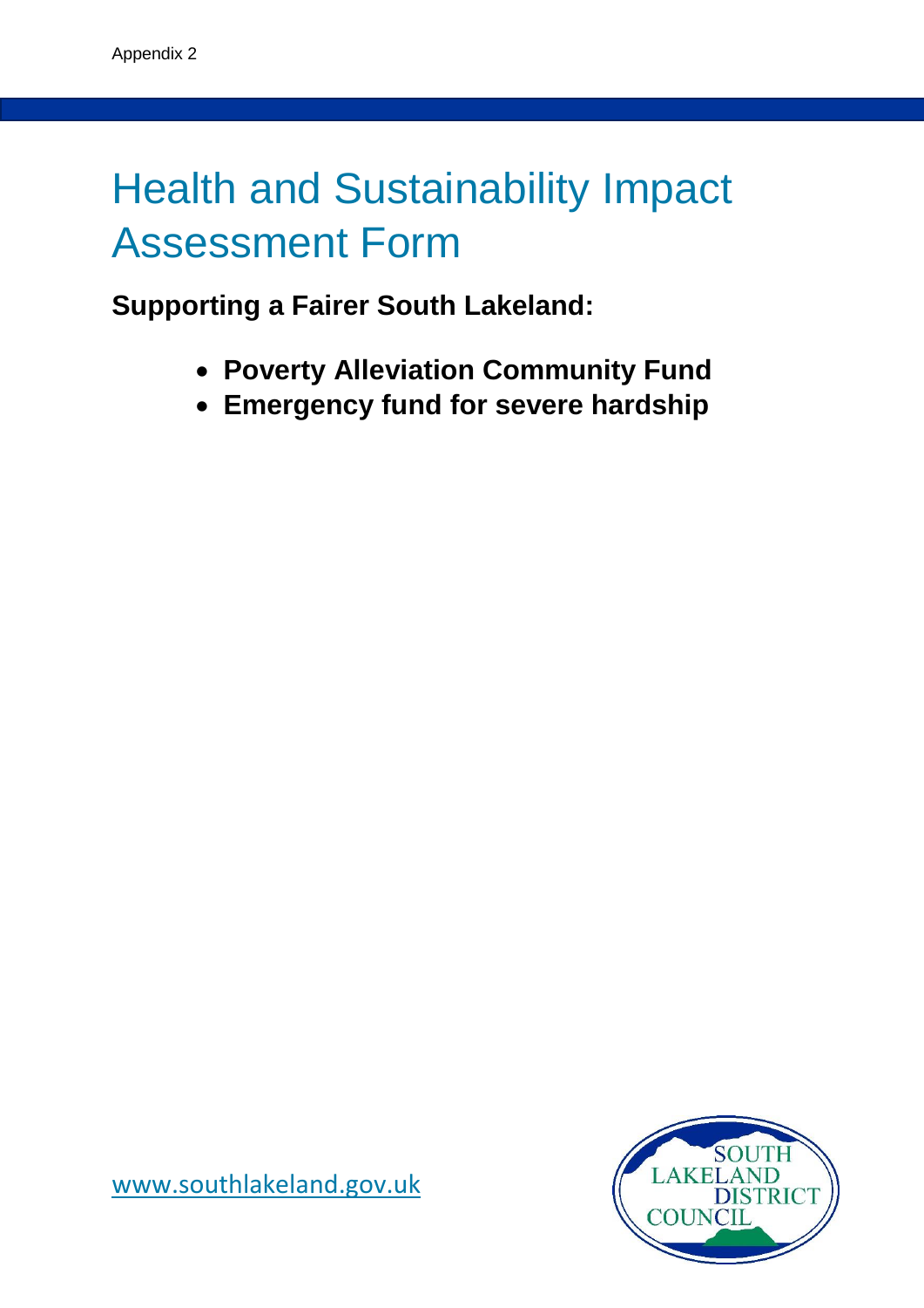Appendix 2

# Health and Sustainability Impact Assessment Form

**Supporting a Fairer South Lakeland:**

- **Poverty Alleviation Community Fund**
- **Emergency fund for severe hardship**

www.southlakeland.gov.uk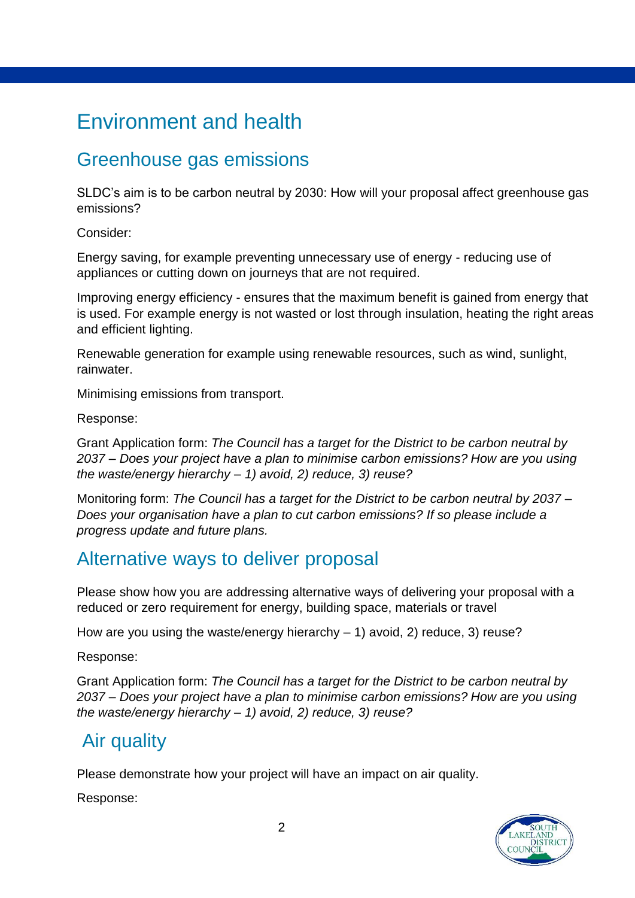# Environment and health

## Greenhouse gas emissions

SLDC's aim is to be carbon neutral by 2030: How will your proposal affect greenhouse gas emissions?

Consider:

Energy saving, for example preventing unnecessary use of energy - reducing use of appliances or cutting down on journeys that are not required.

Improving energy efficiency - ensures that the maximum benefit is gained from energy that is used. For example energy is not wasted or lost through insulation, heating the right areas and efficient lighting.

Renewable generation for example using renewable resources, such as wind, sunlight, rainwater.

Minimising emissions from transport.

Response:

Grant Application form: *The Council has a target for the District to be carbon neutral by 2037 – Does your project have a plan to minimise carbon emissions? How are you using the waste/energy hierarchy – 1) avoid, 2) reduce, 3) reuse?*

Monitoring form: *The Council has a target for the District to be carbon neutral by 2037 – Does your organisation have a plan to cut carbon emissions? If so please include a progress update and future plans.*

## Alternative ways to deliver proposal

Please show how you are addressing alternative ways of delivering your proposal with a reduced or zero requirement for energy, building space, materials or travel

How are you using the waste/energy hierarchy – 1) avoid, 2) reduce, 3) reuse?

Response:

Grant Application form: *The Council has a target for the District to be carbon neutral by 2037 – Does your project have a plan to minimise carbon emissions? How are you using the waste/energy hierarchy – 1) avoid, 2) reduce, 3) reuse?*

## Air quality

Please demonstrate how your project will have an impact on air quality.

Response: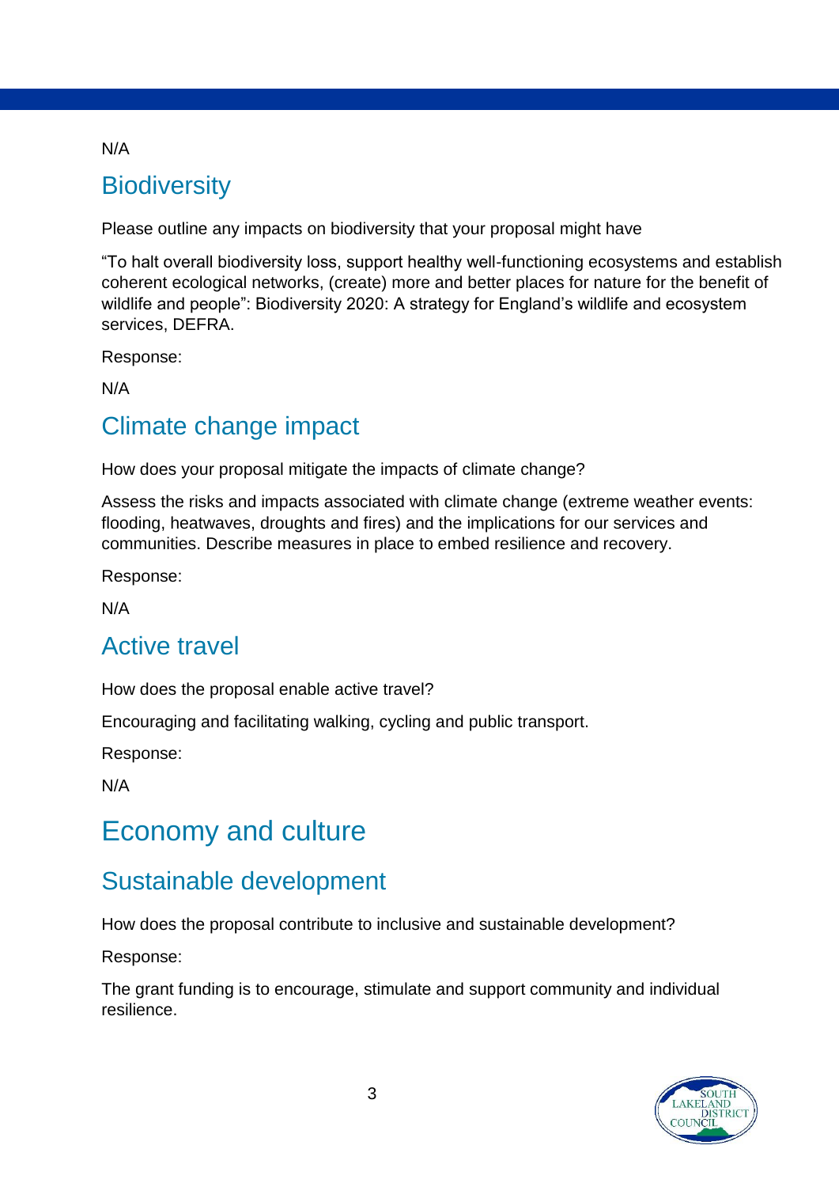N/A

## Biodiversity

Please outline any impacts on biodiversity that your proposal might have

"To halt overall biodiversity loss, support healthy well-functioning ecosystems and establish coherent ecological networks, (create) more and better places for nature for the benefit of wildlife and people": Biodiversity 2020: A strategy for England's wildlife and ecosystem services, DEFRA.

Response:

N/A

## Climate change impact

How does your proposal mitigate the impacts of climate change?

Assess the risks and impacts associated with climate change (extreme weather events: flooding, heatwaves, droughts and fires) and the implications for our services and communities. Describe measures in place to embed resilience and recovery.

Response:

N/A

## Active travel

How does the proposal enable active travel?

Encouraging and facilitating walking, cycling and public transport.

Response:

N/A

# Economy and culture

## Sustainable development

How does the proposal contribute to inclusive and sustainable development?

Response:

The grant funding is to encourage, stimulate and support community and individual resilience.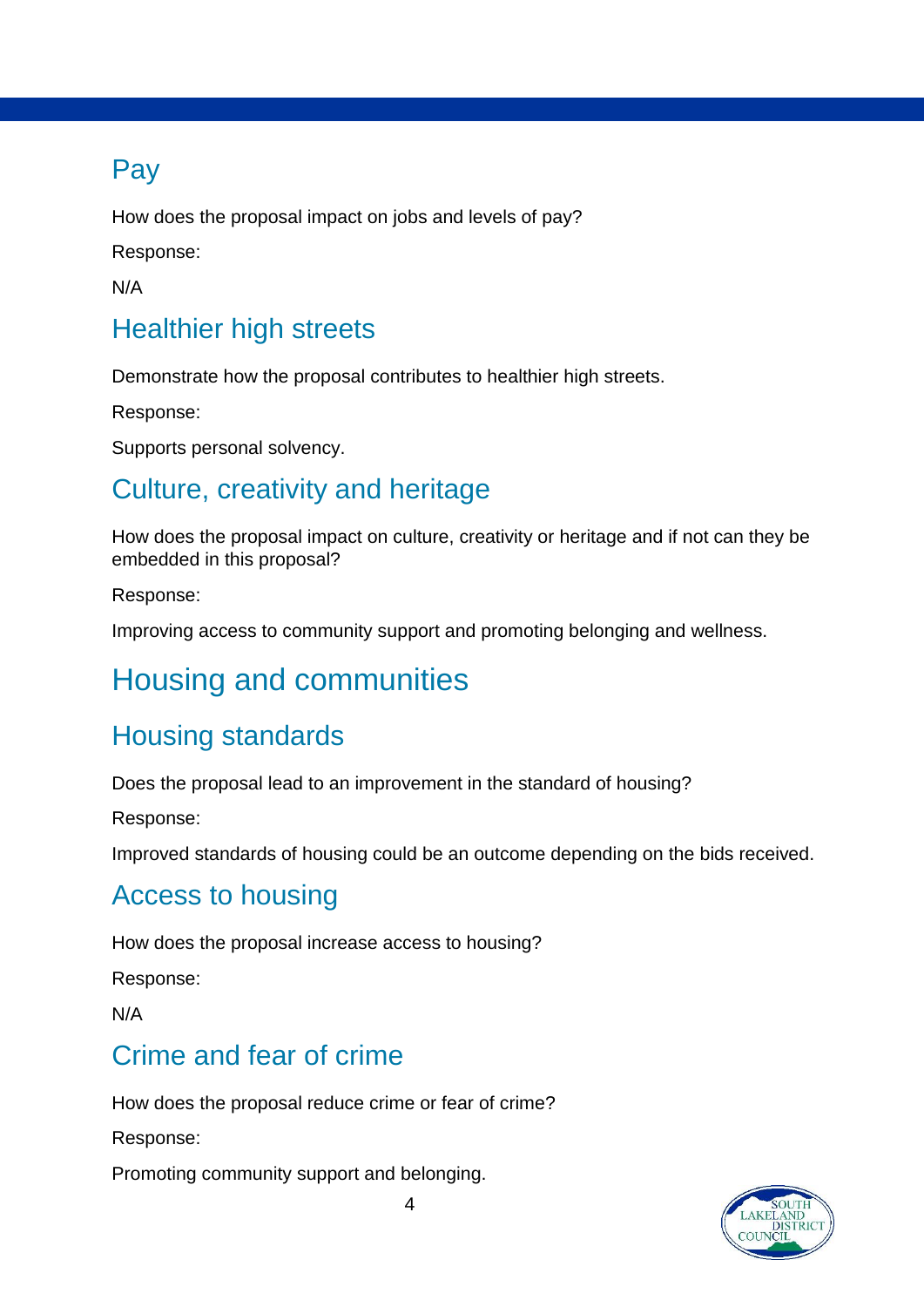## Pay

How does the proposal impact on jobs and levels of pay?

Response:

N/A

## Healthier high streets

Demonstrate how the proposal contributes to healthier high streets.

Response:

Supports personal solvency.

## Culture, creativity and heritage

How does the proposal impact on culture, creativity or heritage and if not can they be embedded in this proposal?

Response:

Improving access to community support and promoting belonging and wellness.

# Housing and communities

## Housing standards

Does the proposal lead to an improvement in the standard of housing?

Response:

Improved standards of housing could be an outcome depending on the bids received.

## Access to housing

How does the proposal increase access to housing?

Response:

N/A

## Crime and fear of crime

How does the proposal reduce crime or fear of crime?

Response:

Promoting community support and belonging.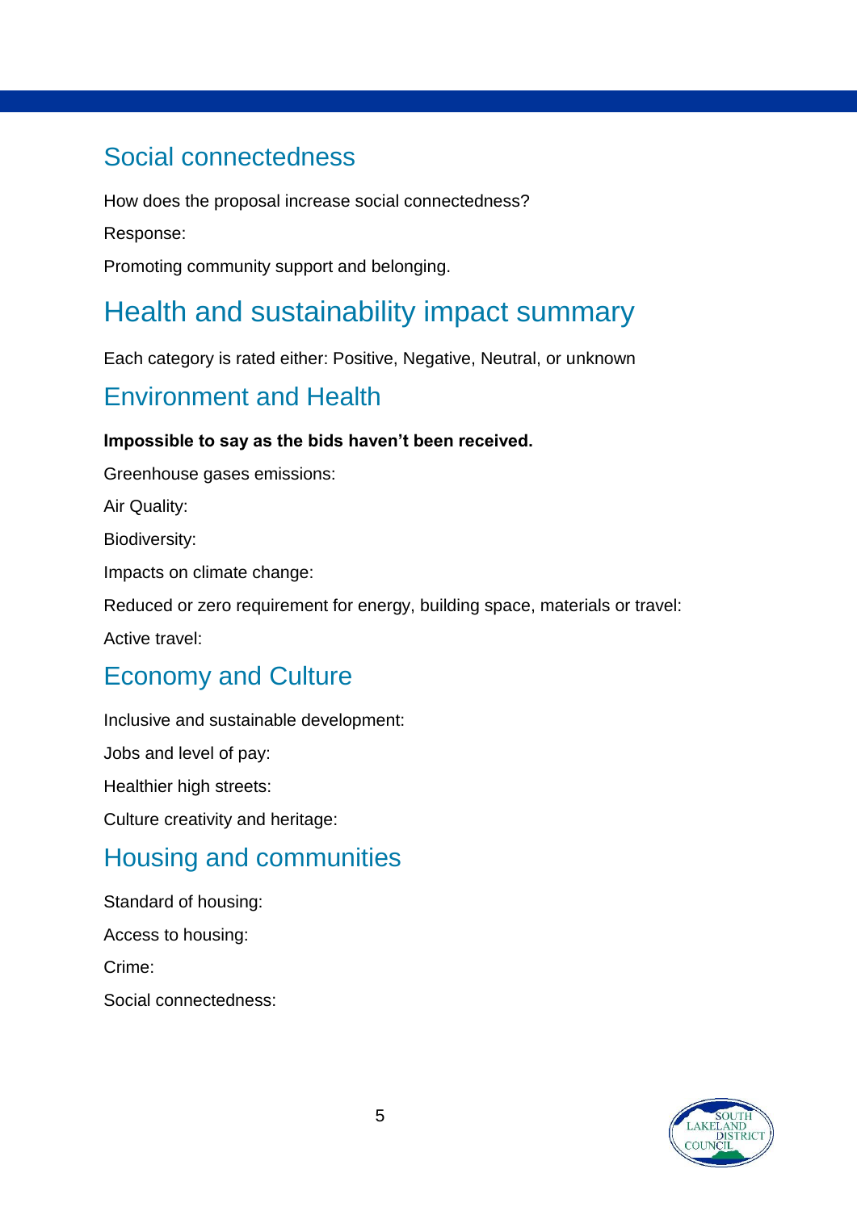## Social connectedness

How does the proposal increase social connectedness?

Response:

Promoting community support and belonging.

# Health and sustainability impact summary

Each category is rated either: Positive, Negative, Neutral, or unknown

## Environment and Health

**Impossible to say as the bids haven't been received.**

Greenhouse gases emissions:

Air Quality:

Biodiversity:

Impacts on climate change:

Reduced or zero requirement for energy, building space, materials or travel:

Active travel:

## Economy and Culture

Inclusive and sustainable development:

Jobs and level of pay:

Healthier high streets:

Culture creativity and heritage:

## Housing and communities

Standard of housing:

Access to housing:

Crime:

Social connectedness: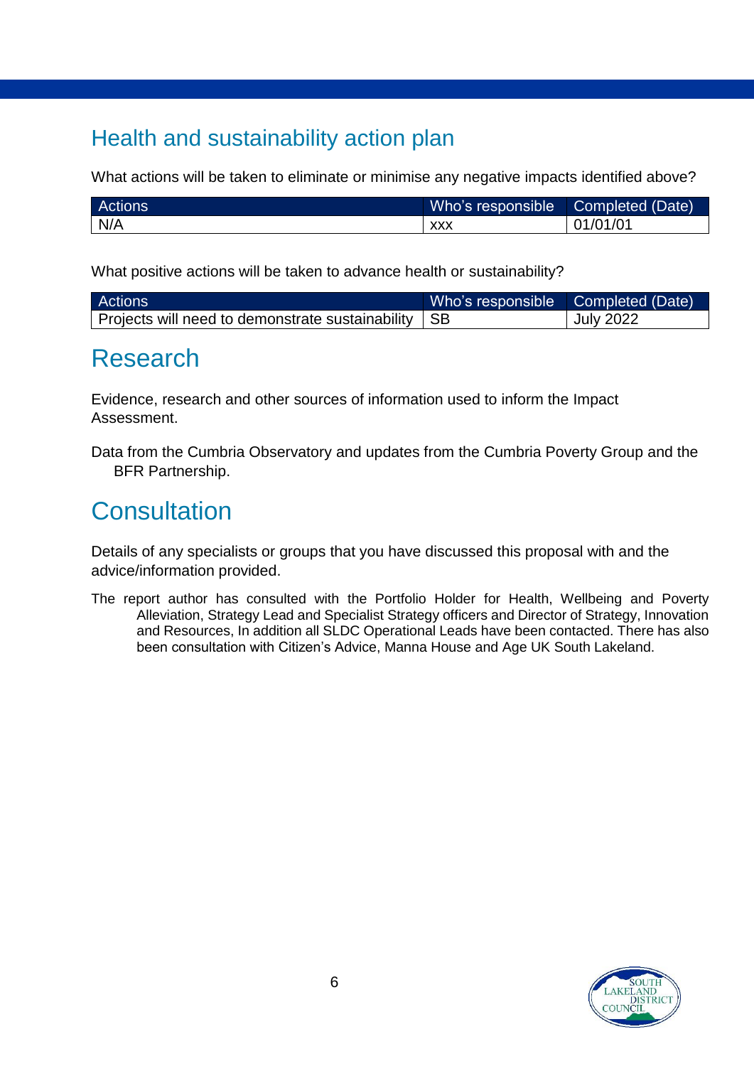## Health and sustainability action plan

What actions will be taken to eliminate or minimise any negative impacts identified above?

| Actions | Who's responsible | Completed (Date) |
| --- | --- | --- |
| N/A | xxx | 01/01/01 |

What positive actions will be taken to advance health or sustainability?

| Actions | Who's responsible | Completed (Date) |
| --- | --- | --- |
| Projects will need to demonstrate sustainability | SB | July 2022 |

# Research

Evidence, research and other sources of information used to inform the Impact Assessment.

Data from the Cumbria Observatory and updates from the Cumbria Poverty Group and the BFR Partnership.

# Consultation

Details of any specialists or groups that you have discussed this proposal with and the advice/information provided.

The report author has consulted with the Portfolio Holder for Health, Wellbeing and Poverty Alleviation, Strategy Lead and Specialist Strategy officers and Director of Strategy, Innovation and Resources, In addition all SLDC Operational Leads have been contacted. There has also been consultation with Citizen's Advice, Manna House and Age UK South Lakeland.